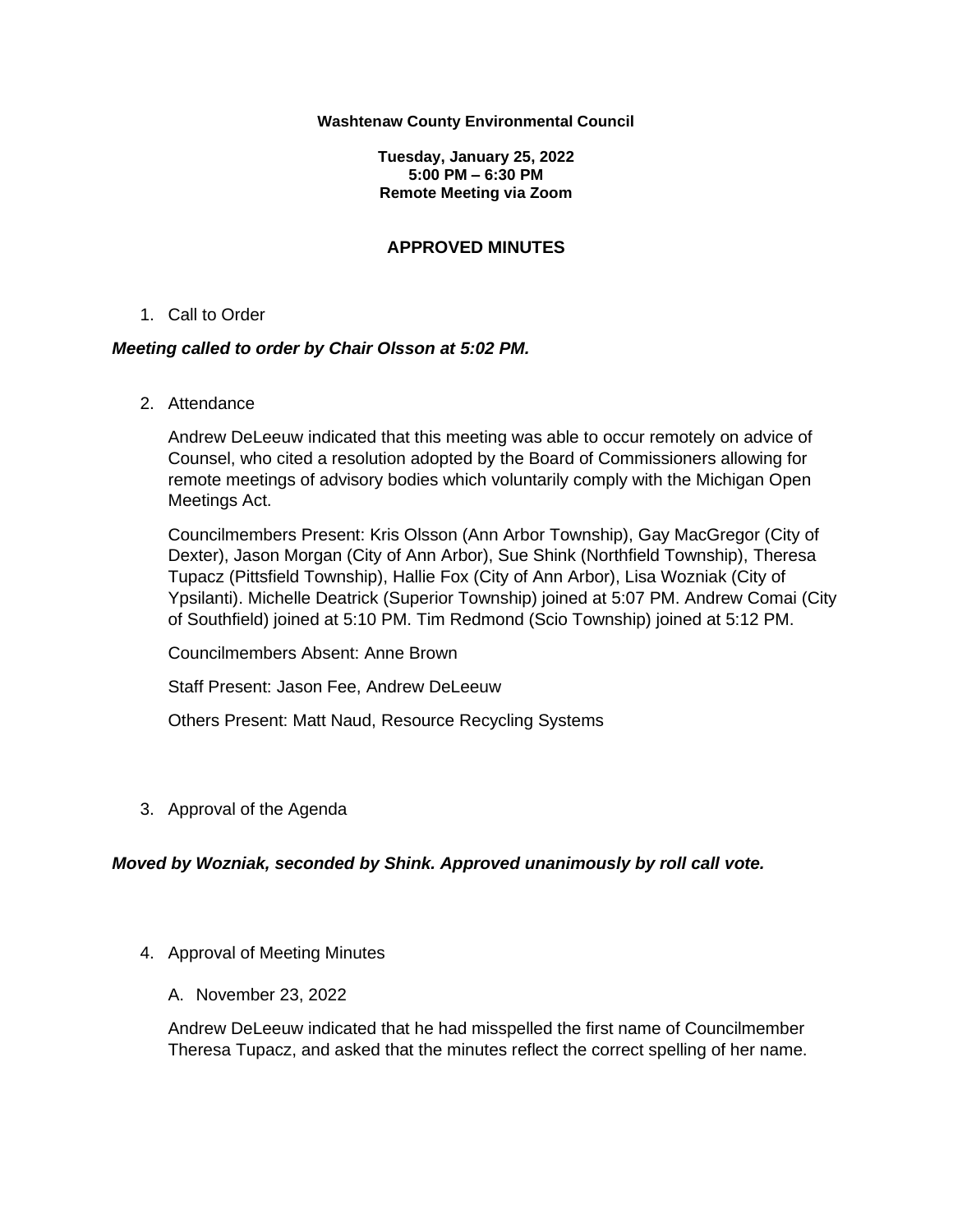**Washtenaw County Environmental Council**

**Tuesday, January 25, 2022**
**5:00 PM – 6:30 PM**
**Remote Meeting via Zoom**

## APPROVED MINUTES

1. Call to Order

***Meeting called to order by Chair Olsson at 5:02 PM.***

2. Attendance

   Andrew DeLeeuw indicated that this meeting was able to occur remotely on advice of Counsel, who cited a resolution adopted by the Board of Commissioners allowing for remote meetings of advisory bodies which voluntarily comply with the Michigan Open Meetings Act.

   Councilmembers Present: Kris Olsson (Ann Arbor Township), Gay MacGregor (City of Dexter), Jason Morgan (City of Ann Arbor), Sue Shink (Northfield Township), Theresa Tupacz (Pittsfield Township), Hallie Fox (City of Ann Arbor), Lisa Wozniak (City of Ypsilanti). Michelle Deatrick (Superior Township) joined at 5:07 PM. Andrew Comai (City of Southfield) joined at 5:10 PM. Tim Redmond (Scio Township) joined at 5:12 PM.

   Councilmembers Absent: Anne Brown

   Staff Present: Jason Fee, Andrew DeLeeuw

   Others Present: Matt Naud, Resource Recycling Systems

3. Approval of the Agenda

***Moved by Wozniak, seconded by Shink. Approved unanimously by roll call vote.***

4. Approval of Meeting Minutes

   A. November 23, 2022

   Andrew DeLeeuw indicated that he had misspelled the first name of Councilmember Theresa Tupacz, and asked that the minutes reflect the correct spelling of her name.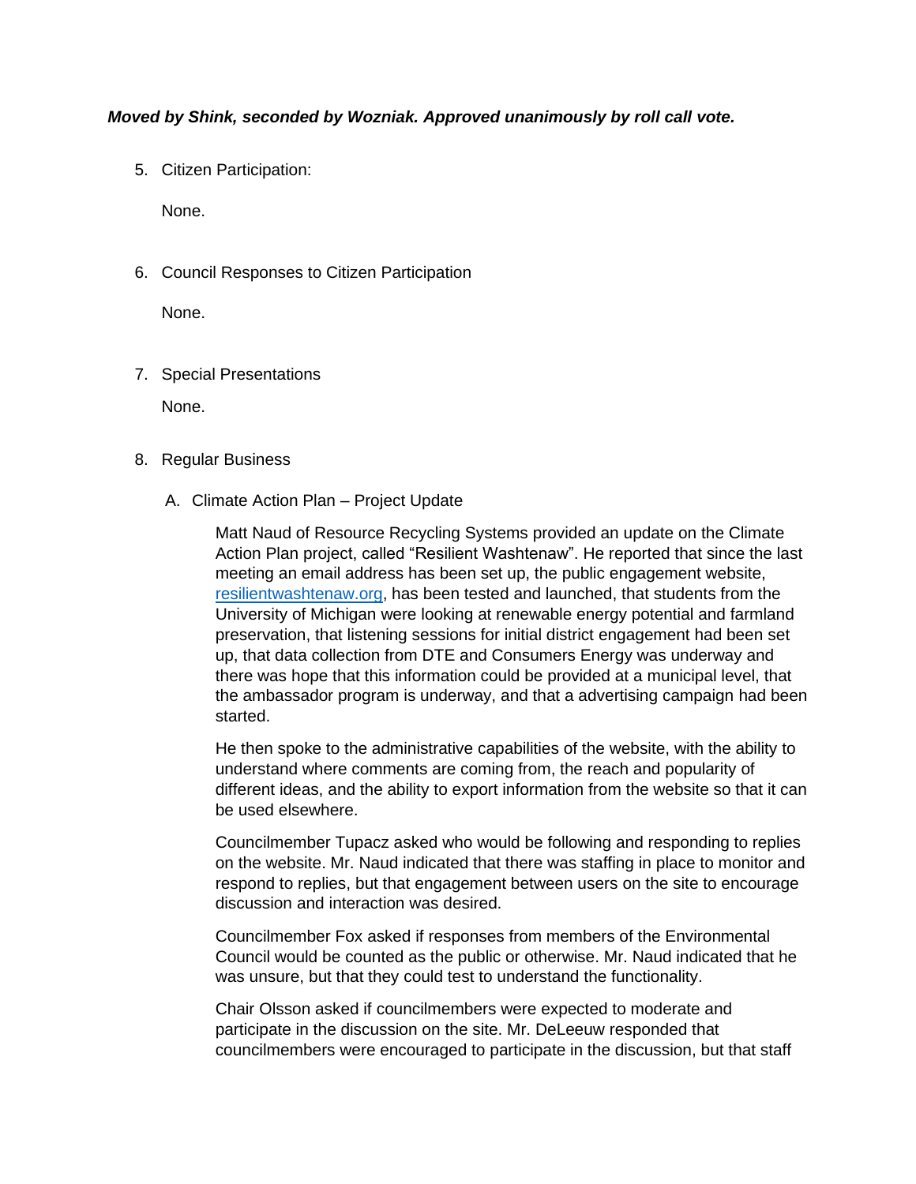***Moved by Shink, seconded by Wozniak. Approved unanimously by roll call vote.***

5. Citizen Participation:

   None.

6. Council Responses to Citizen Participation

   None.

7. Special Presentations

   None.

8. Regular Business

   A. Climate Action Plan – Project Update

      Matt Naud of Resource Recycling Systems provided an update on the Climate Action Plan project, called "Resilient Washtenaw". He reported that since the last meeting an email address has been set up, the public engagement website, [resilientwashtenaw.org](resilientwashtenaw.org), has been tested and launched, that students from the University of Michigan were looking at renewable energy potential and farmland preservation, that listening sessions for initial district engagement had been set up, that data collection from DTE and Consumers Energy was underway and there was hope that this information could be provided at a municipal level, that the ambassador program is underway, and that a advertising campaign had been started.

      He then spoke to the administrative capabilities of the website, with the ability to understand where comments are coming from, the reach and popularity of different ideas, and the ability to export information from the website so that it can be used elsewhere.

      Councilmember Tupacz asked who would be following and responding to replies on the website. Mr. Naud indicated that there was staffing in place to monitor and respond to replies, but that engagement between users on the site to encourage discussion and interaction was desired.

      Councilmember Fox asked if responses from members of the Environmental Council would be counted as the public or otherwise. Mr. Naud indicated that he was unsure, but that they could test to understand the functionality.

      Chair Olsson asked if councilmembers were expected to moderate and participate in the discussion on the site. Mr. DeLeeuw responded that councilmembers were encouraged to participate in the discussion, but that staff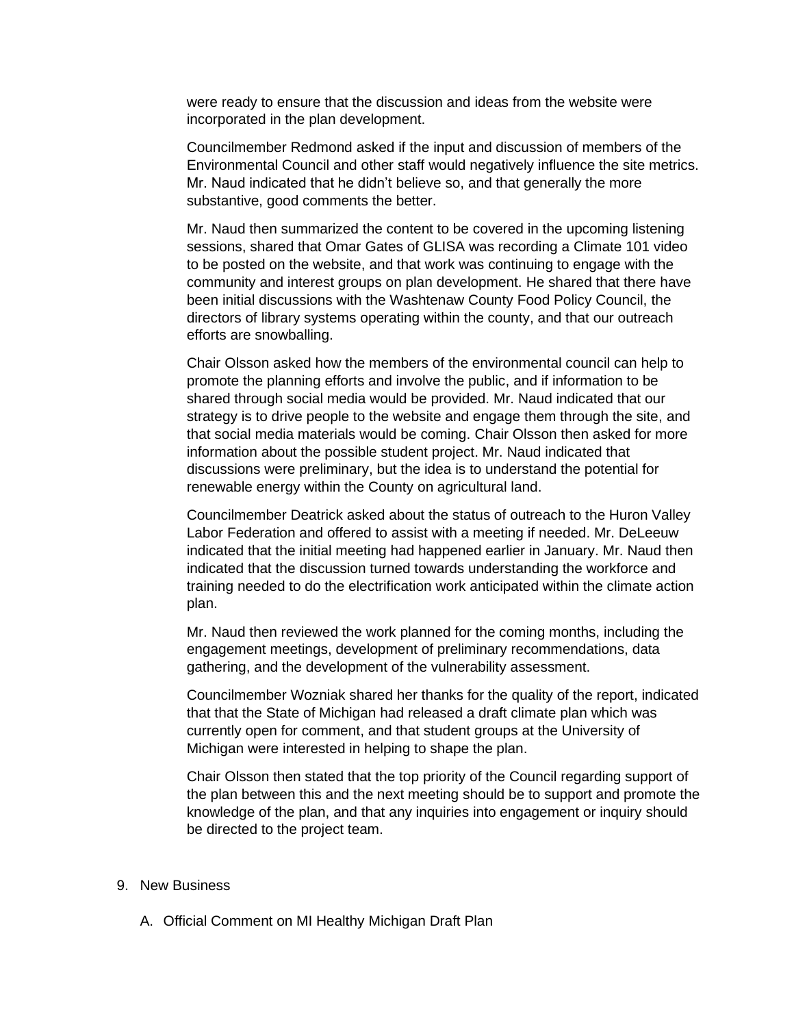were ready to ensure that the discussion and ideas from the website were incorporated in the plan development.

Councilmember Redmond asked if the input and discussion of members of the Environmental Council and other staff would negatively influence the site metrics. Mr. Naud indicated that he didn't believe so, and that generally the more substantive, good comments the better.

Mr. Naud then summarized the content to be covered in the upcoming listening sessions, shared that Omar Gates of GLISA was recording a Climate 101 video to be posted on the website, and that work was continuing to engage with the community and interest groups on plan development. He shared that there have been initial discussions with the Washtenaw County Food Policy Council, the directors of library systems operating within the county, and that our outreach efforts are snowballing.

Chair Olsson asked how the members of the environmental council can help to promote the planning efforts and involve the public, and if information to be shared through social media would be provided. Mr. Naud indicated that our strategy is to drive people to the website and engage them through the site, and that social media materials would be coming. Chair Olsson then asked for more information about the possible student project. Mr. Naud indicated that discussions were preliminary, but the idea is to understand the potential for renewable energy within the County on agricultural land.

Councilmember Deatrick asked about the status of outreach to the Huron Valley Labor Federation and offered to assist with a meeting if needed. Mr. DeLeeuw indicated that the initial meeting had happened earlier in January. Mr. Naud then indicated that the discussion turned towards understanding the workforce and training needed to do the electrification work anticipated within the climate action plan.

Mr. Naud then reviewed the work planned for the coming months, including the engagement meetings, development of preliminary recommendations, data gathering, and the development of the vulnerability assessment.

Councilmember Wozniak shared her thanks for the quality of the report, indicated that that the State of Michigan had released a draft climate plan which was currently open for comment, and that student groups at the University of Michigan were interested in helping to shape the plan.

Chair Olsson then stated that the top priority of the Council regarding support of the plan between this and the next meeting should be to support and promote the knowledge of the plan, and that any inquiries into engagement or inquiry should be directed to the project team.

9. New Business

   A. Official Comment on MI Healthy Michigan Draft Plan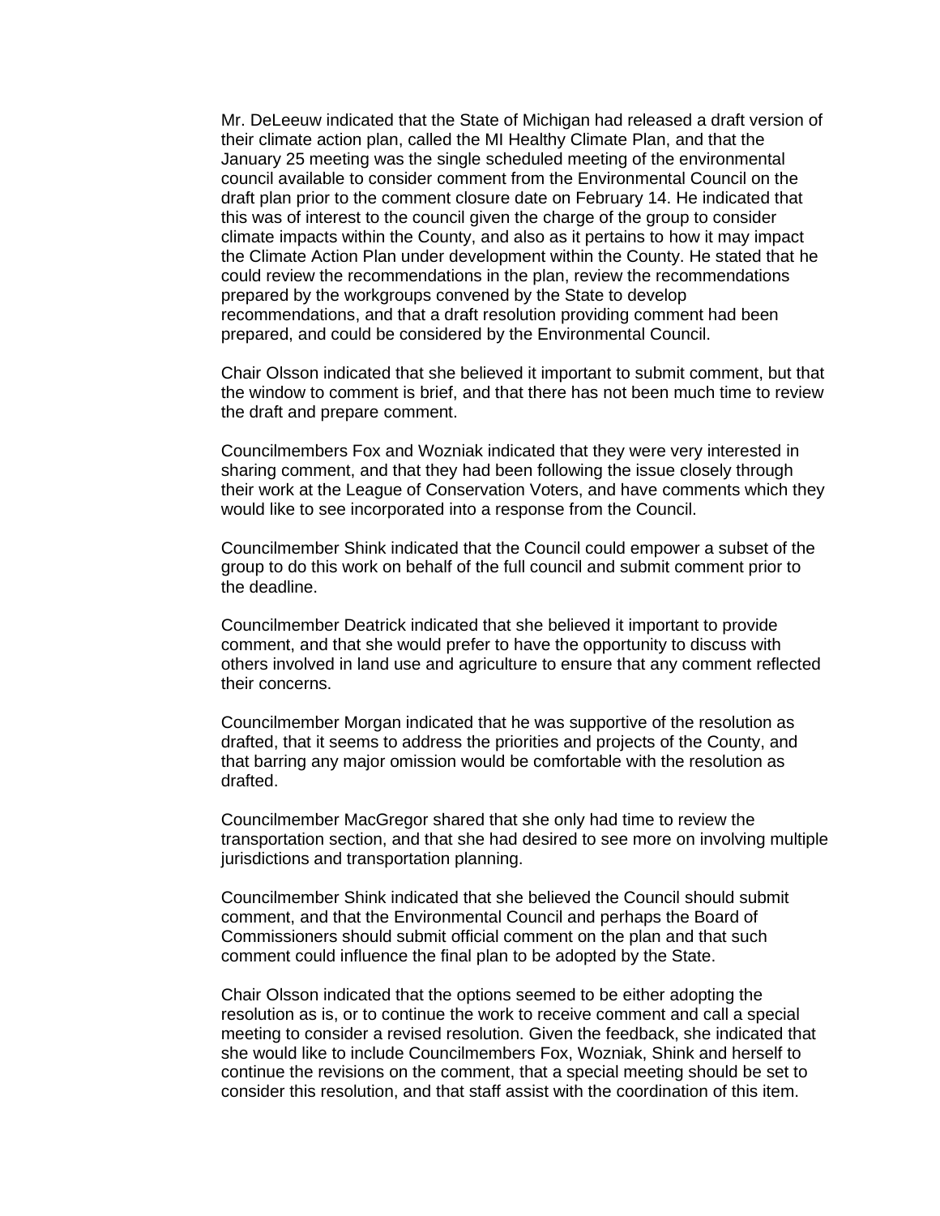Mr. DeLeeuw indicated that the State of Michigan had released a draft version of their climate action plan, called the MI Healthy Climate Plan, and that the January 25 meeting was the single scheduled meeting of the environmental council available to consider comment from the Environmental Council on the draft plan prior to the comment closure date on February 14. He indicated that this was of interest to the council given the charge of the group to consider climate impacts within the County, and also as it pertains to how it may impact the Climate Action Plan under development within the County. He stated that he could review the recommendations in the plan, review the recommendations prepared by the workgroups convened by the State to develop recommendations, and that a draft resolution providing comment had been prepared, and could be considered by the Environmental Council.

Chair Olsson indicated that she believed it important to submit comment, but that the window to comment is brief, and that there has not been much time to review the draft and prepare comment.

Councilmembers Fox and Wozniak indicated that they were very interested in sharing comment, and that they had been following the issue closely through their work at the League of Conservation Voters, and have comments which they would like to see incorporated into a response from the Council.

Councilmember Shink indicated that the Council could empower a subset of the group to do this work on behalf of the full council and submit comment prior to the deadline.

Councilmember Deatrick indicated that she believed it important to provide comment, and that she would prefer to have the opportunity to discuss with others involved in land use and agriculture to ensure that any comment reflected their concerns.

Councilmember Morgan indicated that he was supportive of the resolution as drafted, that it seems to address the priorities and projects of the County, and that barring any major omission would be comfortable with the resolution as drafted.

Councilmember MacGregor shared that she only had time to review the transportation section, and that she had desired to see more on involving multiple jurisdictions and transportation planning.

Councilmember Shink indicated that she believed the Council should submit comment, and that the Environmental Council and perhaps the Board of Commissioners should submit official comment on the plan and that such comment could influence the final plan to be adopted by the State.

Chair Olsson indicated that the options seemed to be either adopting the resolution as is, or to continue the work to receive comment and call a special meeting to consider a revised resolution. Given the feedback, she indicated that she would like to include Councilmembers Fox, Wozniak, Shink and herself to continue the revisions on the comment, that a special meeting should be set to consider this resolution, and that staff assist with the coordination of this item.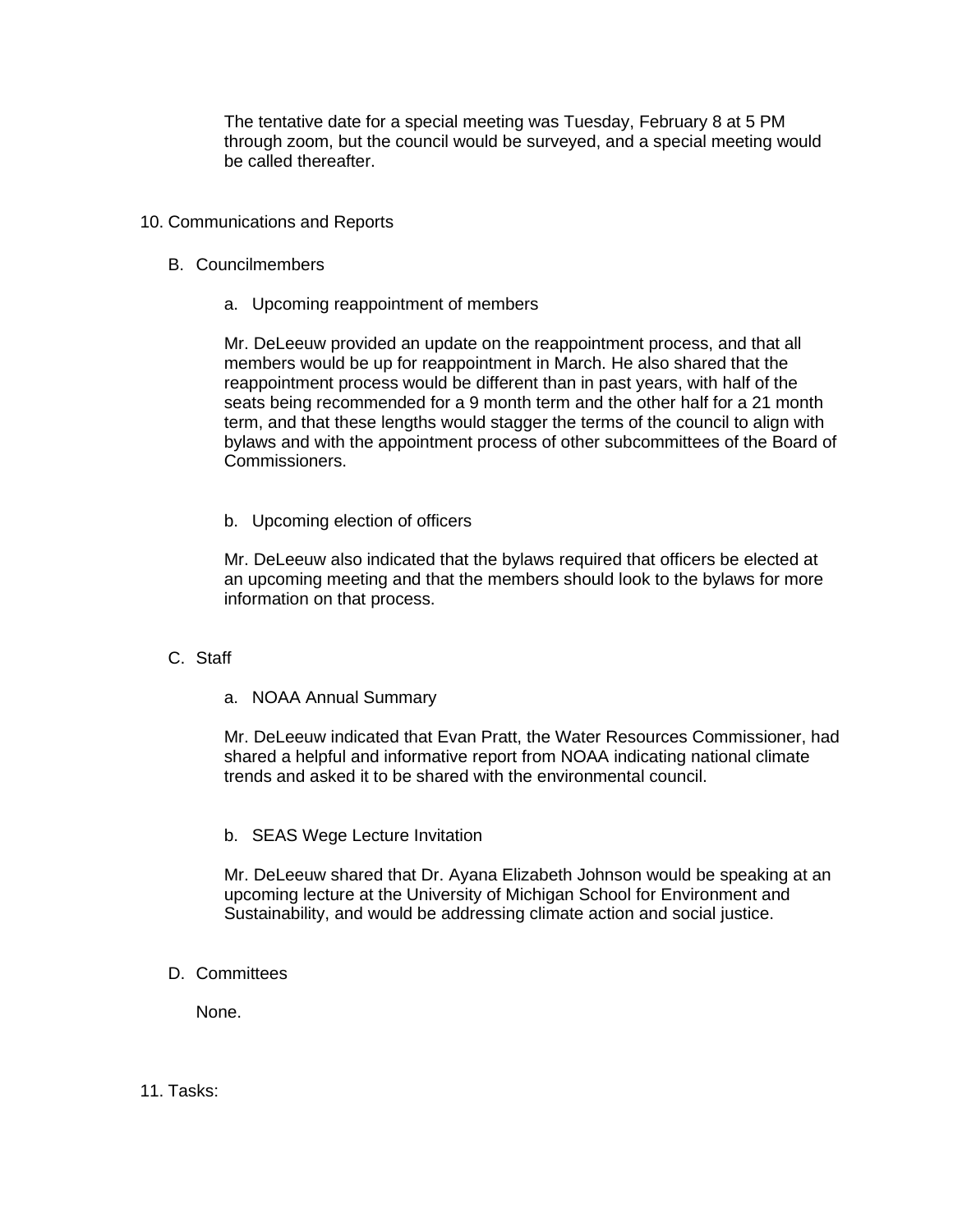The tentative date for a special meeting was Tuesday, February 8 at 5 PM through zoom, but the council would be surveyed, and a special meeting would be called thereafter.

10. Communications and Reports

    B. Councilmembers

        a. Upcoming reappointment of members

        Mr. DeLeeuw provided an update on the reappointment process, and that all members would be up for reappointment in March. He also shared that the reappointment process would be different than in past years, with half of the seats being recommended for a 9 month term and the other half for a 21 month term, and that these lengths would stagger the terms of the council to align with bylaws and with the appointment process of other subcommittees of the Board of Commissioners.

        b. Upcoming election of officers

        Mr. DeLeeuw also indicated that the bylaws required that officers be elected at an upcoming meeting and that the members should look to the bylaws for more information on that process.

    C. Staff

        a. NOAA Annual Summary

        Mr. DeLeeuw indicated that Evan Pratt, the Water Resources Commissioner, had shared a helpful and informative report from NOAA indicating national climate trends and asked it to be shared with the environmental council.

        b. SEAS Wege Lecture Invitation

        Mr. DeLeeuw shared that Dr. Ayana Elizabeth Johnson would be speaking at an upcoming lecture at the University of Michigan School for Environment and Sustainability, and would be addressing climate action and social justice.

    D. Committees

    None.

11. Tasks: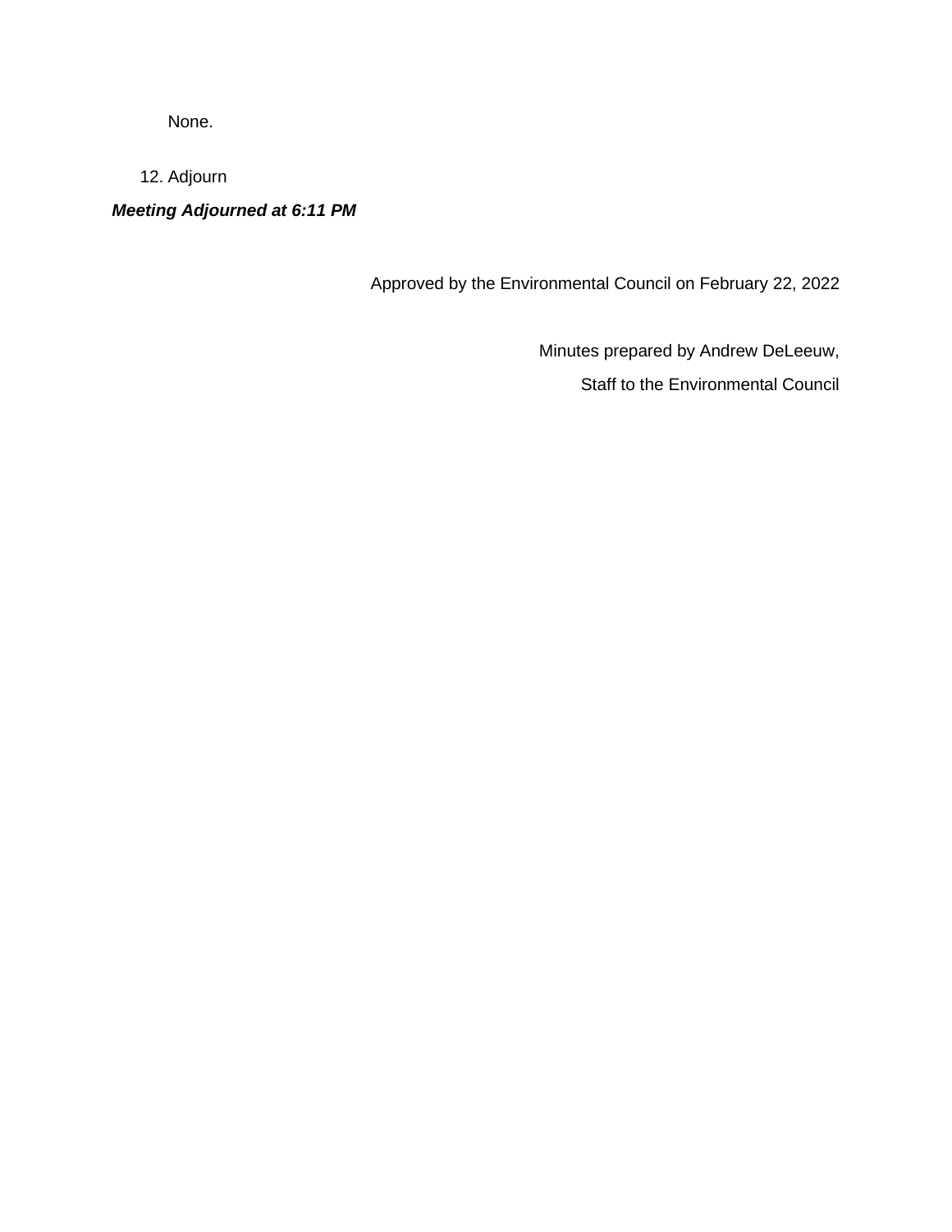None.

12. Adjourn

***Meeting Adjourned at 6:11 PM***

Approved by the Environmental Council on February 22, 2022

Minutes prepared by Andrew DeLeeuw,

Staff to the Environmental Council